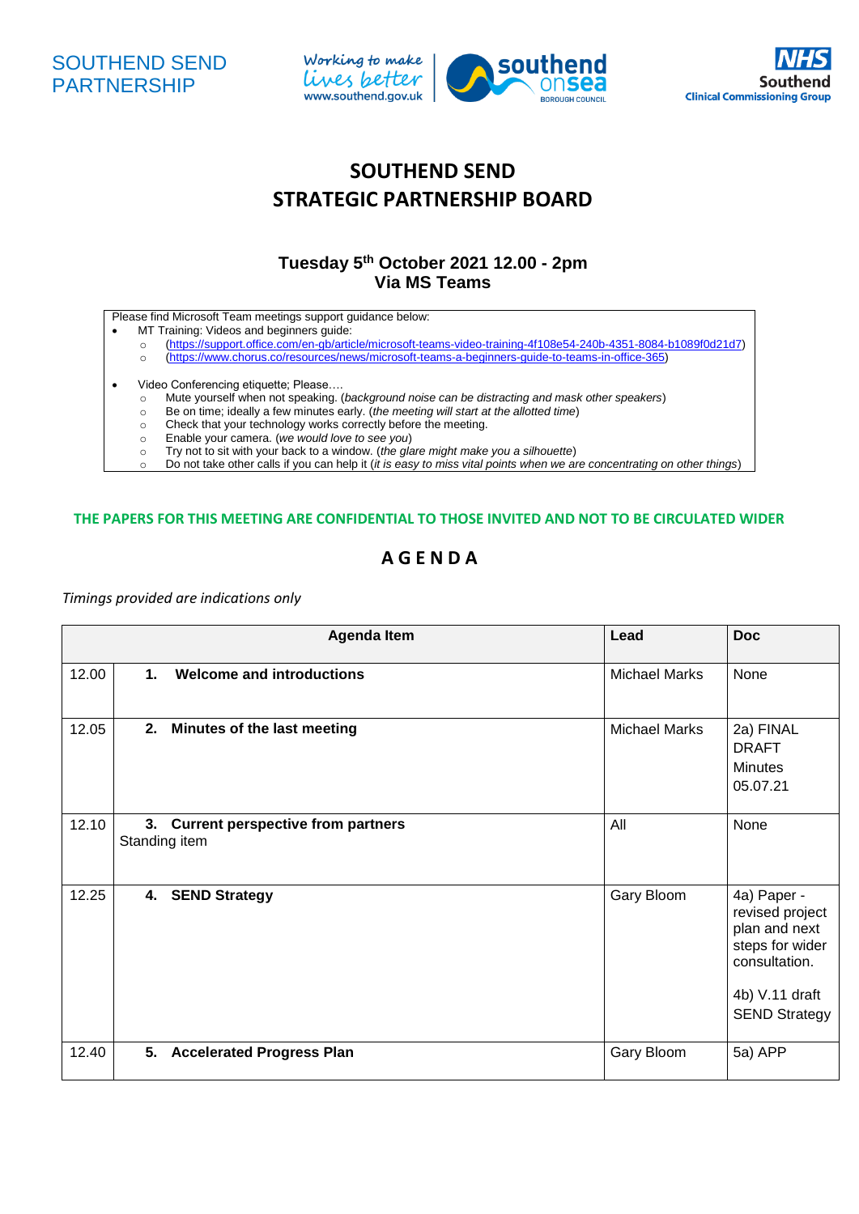SOUTHEND SEND PARTNERSHIP

Working to make lives better www.southend.gov.uk — southend on sea BOROUGH COUNCIL

NHS Southend Clinical Commissioning Group

# SOUTHEND SEND STRATEGIC PARTNERSHIP BOARD

## Tuesday 5th October 2021 12.00 - 2pm
## Via MS Teams

Please find Microsoft Team meetings support guidance below:

- MT Training: Videos and beginners guide:
  - (https://support.office.com/en-gb/article/microsoft-teams-video-training-4f108e54-240b-4351-8084-b1089f0d21d7)
  - (https://www.chorus.co/resources/news/microsoft-teams-a-beginners-guide-to-teams-in-office-365)
- Video Conferencing etiquette; Please….
  - Mute yourself when not speaking. (*background noise can be distracting and mask other speakers*)
  - Be on time; ideally a few minutes early. (*the meeting will start at the allotted time*)
  - Check that your technology works correctly before the meeting.
  - Enable your camera. (*we would love to see you*)
  - Try not to sit with your back to a window. (*the glare might make you a silhouette*)
  - Do not take other calls if you can help it (*it is easy to miss vital points when we are concentrating on other things*)

**THE PAPERS FOR THIS MEETING ARE CONFIDENTIAL TO THOSE INVITED AND NOT TO BE CIRCULATED WIDER**

## A G E N D A

*Timings provided are indications only*

| | Agenda Item | Lead | Doc |
|---|---|---|---|
| 12.00 | **1. Welcome and introductions** | Michael Marks | None |
| 12.05 | **2. Minutes of the last meeting** | Michael Marks | 2a) FINAL DRAFT Minutes 05.07.21 |
| 12.10 | **3. Current perspective from partners** Standing item | All | None |
| 12.25 | **4. SEND Strategy** | Gary Bloom | 4a) Paper - revised project plan and next steps for wider consultation. 4b) V.11 draft SEND Strategy |
| 12.40 | **5. Accelerated Progress Plan** | Gary Bloom | 5a) APP |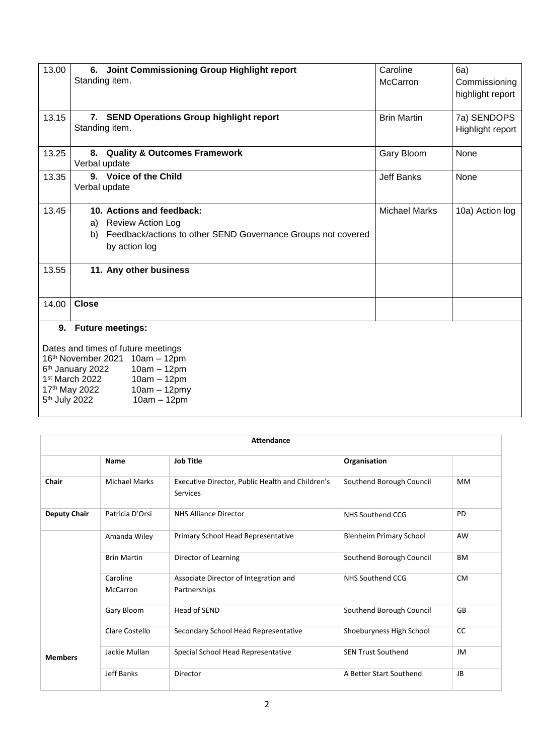| | | | |
|---|---|---|---|
| 13.00 | **6. Joint Commissioning Group Highlight report**<br>Standing item. | Caroline McCarron | 6a) Commissioning highlight report |
| 13.15 | **7. SEND Operations Group highlight report**<br>Standing item. | Brin Martin | 7a) SENDOPS Highlight report |
| 13.25 | **8. Quality & Outcomes Framework**<br>Verbal update | Gary Bloom | None |
| 13.35 | **9. Voice of the Child**<br>Verbal update | Jeff Banks | None |
| 13.45 | **10. Actions and feedback:**<br>a) Review Action Log<br>b) Feedback/actions to other SEND Governance Groups not covered by action log | Michael Marks | 10a) Action log |
| 13.55 | **11. Any other business** | | |
| 14.00 | **Close** | | |

**9. Future meetings:**

Dates and times of future meetings
16th November 2021 10am – 12pm
6th January 2022 10am – 12pm
1st March 2022 10am – 12pm
17th May 2022 10am – 12pmy
5th July 2022 10am – 12pm

| **Attendance** | | | | |
|---|---|---|---|---|
| | **Name** | **Job Title** | **Organisation** | |
| **Chair** | Michael Marks | Executive Director, Public Health and Children's Services | Southend Borough Council | MM |
| **Deputy Chair** | Patricia D'Orsi | NHS Alliance Director | NHS Southend CCG | PD |
| **Members** | Amanda Wiley | Primary School Head Representative | Blenheim Primary School | AW |
| | Brin Martin | Director of Learning | Southend Borough Council | BM |
| | Caroline McCarron | Associate Director of Integration and Partnerships | NHS Southend CCG | CM |
| | Gary Bloom | Head of SEND | Southend Borough Council | GB |
| | Clare Costello | Secondary School Head Representative | Shoeburyness High School | CC |
| | Jackie Mullan | Special School Head Representative | SEN Trust Southend | JM |
| | Jeff Banks | Director | A Better Start Southend | JB |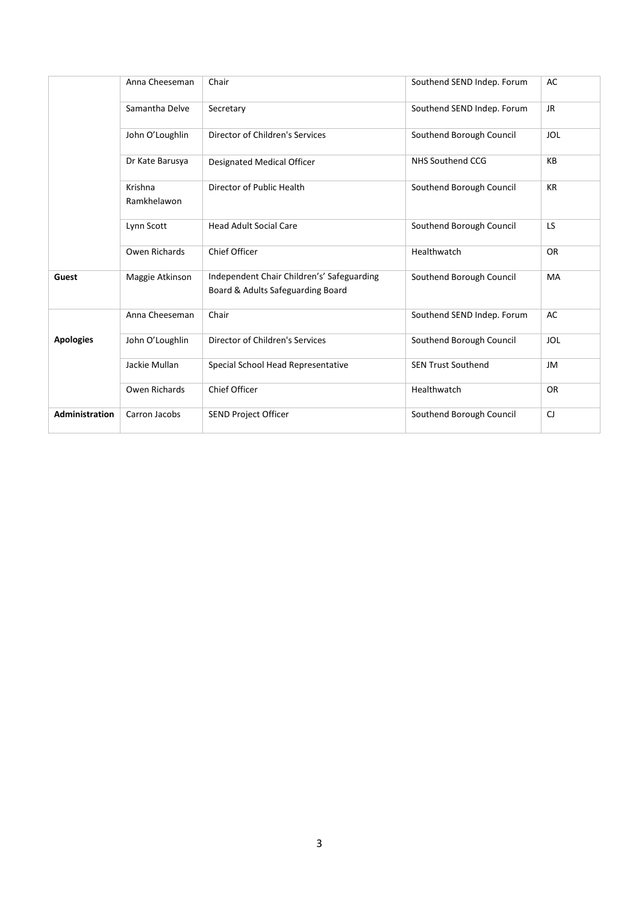| | | | | |
|---|---|---|---|---|
| | Anna Cheeseman | Chair | Southend SEND Indep. Forum | AC |
| | Samantha Delve | Secretary | Southend SEND Indep. Forum | JR |
| | John O'Loughlin | Director of Children's Services | Southend Borough Council | JOL |
| | Dr Kate Barusya | Designated Medical Officer | NHS Southend CCG | KB |
| | Krishna Ramkhelawon | Director of Public Health | Southend Borough Council | KR |
| | Lynn Scott | Head Adult Social Care | Southend Borough Council | LS |
| | Owen Richards | Chief Officer | Healthwatch | OR |
| **Guest** | Maggie Atkinson | Independent Chair Children's' Safeguarding Board & Adults Safeguarding Board | Southend Borough Council | MA |
| **Apologies** | Anna Cheeseman | Chair | Southend SEND Indep. Forum | AC |
| | John O'Loughlin | Director of Children's Services | Southend Borough Council | JOL |
| | Jackie Mullan | Special School Head Representative | SEN Trust Southend | JM |
| | Owen Richards | Chief Officer | Healthwatch | OR |
| **Administration** | Carron Jacobs | SEND Project Officer | Southend Borough Council | CJ |